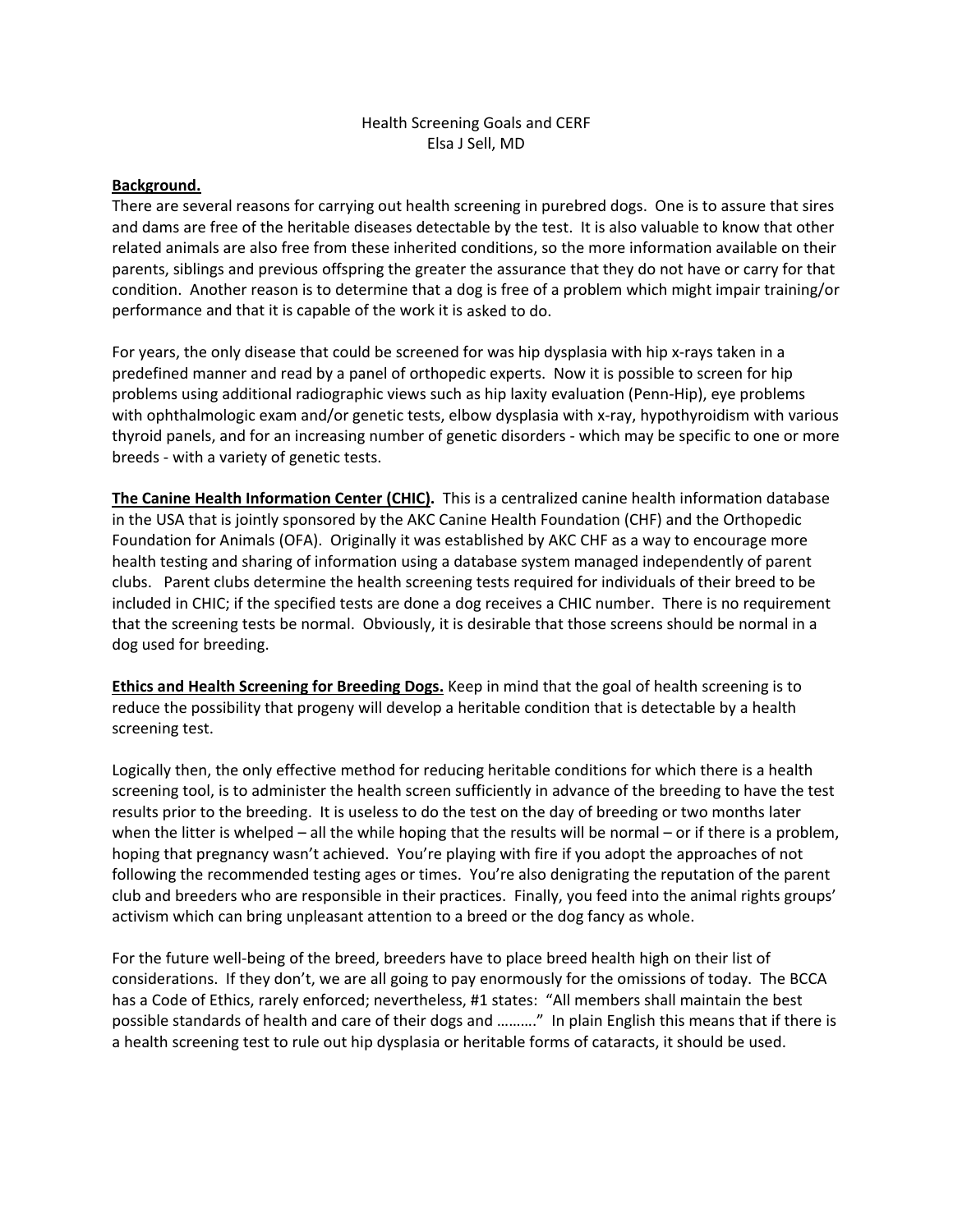# Health Screening Goals and CERF

Elsa J Sell, MD

**Background.**

There are several reasons for carrying out health screening in purebred dogs. One is to assure that sires and dams are free of the heritable diseases detectable by the test. It is also valuable to know that other related animals are also free from these inherited conditions, so the more information available on their parents, siblings and previous offspring the greater the assurance that they do not have or carry for that condition. Another reason is to determine that a dog is free of a problem which might impair training/or performance and that it is capable of the work it is asked to do.

For years, the only disease that could be screened for was hip dysplasia with hip x-rays taken in a predefined manner and read by a panel of orthopedic experts. Now it is possible to screen for hip problems using additional radiographic views such as hip laxity evaluation (Penn-Hip), eye problems with ophthalmologic exam and/or genetic tests, elbow dysplasia with x-ray, hypothyroidism with various thyroid panels, and for an increasing number of genetic disorders - which may be specific to one or more breeds - with a variety of genetic tests.

**The Canine Health Information Center (CHIC).** This is a centralized canine health information database in the USA that is jointly sponsored by the AKC Canine Health Foundation (CHF) and the Orthopedic Foundation for Animals (OFA). Originally it was established by AKC CHF as a way to encourage more health testing and sharing of information using a database system managed independently of parent clubs. Parent clubs determine the health screening tests required for individuals of their breed to be included in CHIC; if the specified tests are done a dog receives a CHIC number. There is no requirement that the screening tests be normal. Obviously, it is desirable that those screens should be normal in a dog used for breeding.

**Ethics and Health Screening for Breeding Dogs.** Keep in mind that the goal of health screening is to reduce the possibility that progeny will develop a heritable condition that is detectable by a health screening test.

Logically then, the only effective method for reducing heritable conditions for which there is a health screening tool, is to administer the health screen sufficiently in advance of the breeding to have the test results prior to the breeding. It is useless to do the test on the day of breeding or two months later when the litter is whelped – all the while hoping that the results will be normal – or if there is a problem, hoping that pregnancy wasn't achieved. You're playing with fire if you adopt the approaches of not following the recommended testing ages or times. You're also denigrating the reputation of the parent club and breeders who are responsible in their practices. Finally, you feed into the animal rights groups' activism which can bring unpleasant attention to a breed or the dog fancy as whole.

For the future well-being of the breed, breeders have to place breed health high on their list of considerations. If they don't, we are all going to pay enormously for the omissions of today. The BCCA has a Code of Ethics, rarely enforced; nevertheless, #1 states: "All members shall maintain the best possible standards of health and care of their dogs and ………." In plain English this means that if there is a health screening test to rule out hip dysplasia or heritable forms of cataracts, it should be used.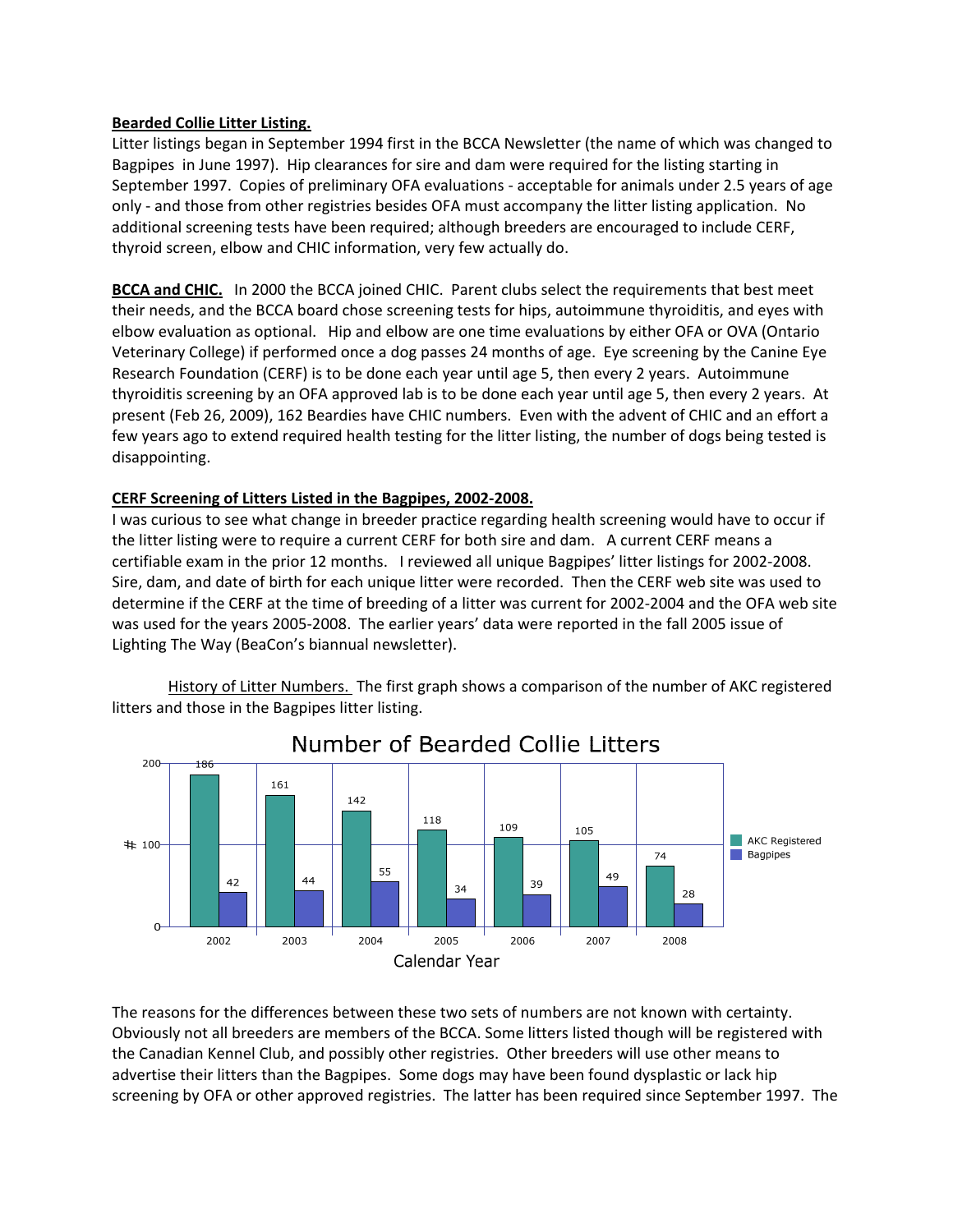**Bearded Collie Litter Listing.**
Litter listings began in September 1994 first in the BCCA Newsletter (the name of which was changed to Bagpipes in June 1997). Hip clearances for sire and dam were required for the listing starting in September 1997. Copies of preliminary OFA evaluations - acceptable for animals under 2.5 years of age only - and those from other registries besides OFA must accompany the litter listing application. No additional screening tests have been required; although breeders are encouraged to include CERF, thyroid screen, elbow and CHIC information, very few actually do.

**BCCA and CHIC.** In 2000 the BCCA joined CHIC. Parent clubs select the requirements that best meet their needs, and the BCCA board chose screening tests for hips, autoimmune thyroiditis, and eyes with elbow evaluation as optional. Hip and elbow are one time evaluations by either OFA or OVA (Ontario Veterinary College) if performed once a dog passes 24 months of age. Eye screening by the Canine Eye Research Foundation (CERF) is to be done each year until age 5, then every 2 years. Autoimmune thyroiditis screening by an OFA approved lab is to be done each year until age 5, then every 2 years. At present (Feb 26, 2009), 162 Beardies have CHIC numbers. Even with the advent of CHIC and an effort a few years ago to extend required health testing for the litter listing, the number of dogs being tested is disappointing.

**CERF Screening of Litters Listed in the Bagpipes, 2002-2008.**
I was curious to see what change in breeder practice regarding health screening would have to occur if the litter listing were to require a current CERF for both sire and dam. A current CERF means a certifiable exam in the prior 12 months. I reviewed all unique Bagpipes' litter listings for 2002-2008. Sire, dam, and date of birth for each unique litter were recorded. Then the CERF web site was used to determine if the CERF at the time of breeding of a litter was current for 2002-2004 and the OFA web site was used for the years 2005-2008. The earlier years' data were reported in the fall 2005 issue of Lighting The Way (BeaCon's biannual newsletter).

History of Litter Numbers. The first graph shows a comparison of the number of AKC registered litters and those in the Bagpipes litter listing.

**Number of Bearded Collie Litters**

| Calendar Year | AKC Registered | Bagpipes |
|---|---|---|
| 2002 | 186 | 42 |
| 2003 | 161 | 44 |
| 2004 | 142 | 55 |
| 2005 | 118 | 34 |
| 2006 | 109 | 39 |
| 2007 | 105 | 49 |
| 2008 | 74 | 28 |

The reasons for the differences between these two sets of numbers are not known with certainty. Obviously not all breeders are members of the BCCA. Some litters listed though will be registered with the Canadian Kennel Club, and possibly other registries. Other breeders will use other means to advertise their litters than the Bagpipes. Some dogs may have been found dysplastic or lack hip screening by OFA or other approved registries. The latter has been required since September 1997. The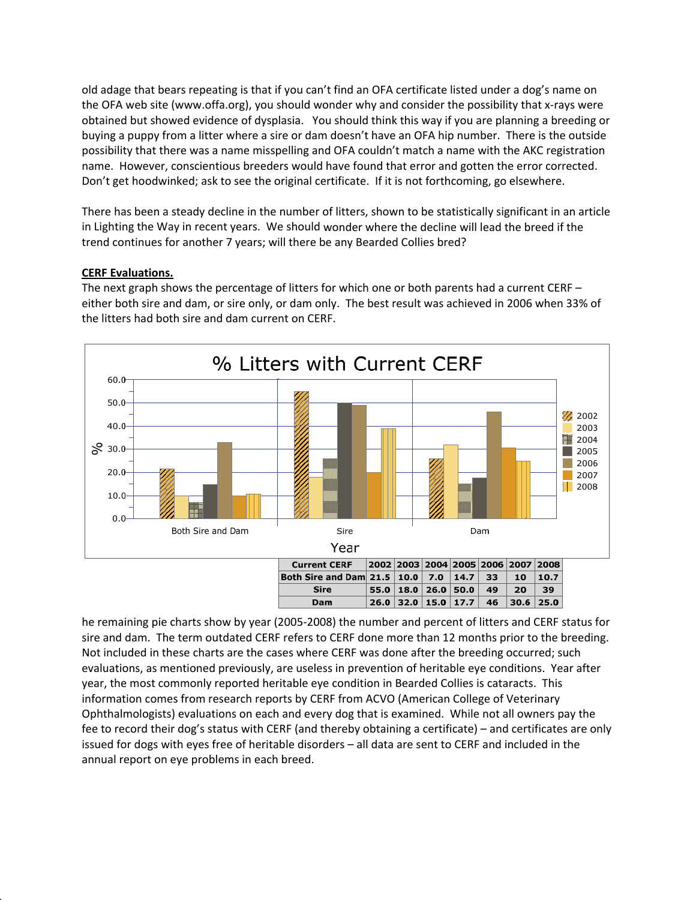old adage that bears repeating is that if you can't find an OFA certificate listed under a dog's name on the OFA web site (www.offa.org), you should wonder why and consider the possibility that x-rays were obtained but showed evidence of dysplasia. You should think this way if you are planning a breeding or buying a puppy from a litter where a sire or dam doesn't have an OFA hip number. There is the outside possibility that there was a name misspelling and OFA couldn't match a name with the AKC registration name. However, conscientious breeders would have found that error and gotten the error corrected. Don't get hoodwinked; ask to see the original certificate. If it is not forthcoming, go elsewhere.

There has been a steady decline in the number of litters, shown to be statistically significant in an article in Lighting the Way in recent years. We should wonder where the decline will lead the breed if the trend continues for another 7 years; will there be any Bearded Collies bred?

**CERF Evaluations.**

The next graph shows the percentage of litters for which one or both parents had a current CERF – either both sire and dam, or sire only, or dam only. The best result was achieved in 2006 when 33% of the litters had both sire and dam current on CERF.

**% Litters with Current CERF**

| Current CERF | 2002 | 2003 | 2004 | 2005 | 2006 | 2007 | 2008 |
|---|---|---|---|---|---|---|---|
| Both Sire and Dam | 21.5 | 10.0 | 7.0 | 14.7 | 33 | 10 | 10.7 |
| Sire | 55.0 | 18.0 | 26.0 | 50.0 | 49 | 20 | 39 |
| Dam | 26.0 | 32.0 | 15.0 | 17.7 | 46 | 30.6 | 25.0 |

he remaining pie charts show by year (2005-2008) the number and percent of litters and CERF status for sire and dam. The term outdated CERF refers to CERF done more than 12 months prior to the breeding. Not included in these charts are the cases where CERF was done after the breeding occurred; such evaluations, as mentioned previously, are useless in prevention of heritable eye conditions. Year after year, the most commonly reported heritable eye condition in Bearded Collies is cataracts. This information comes from research reports by CERF from ACVO (American College of Veterinary Ophthalmologists) evaluations on each and every dog that is examined. While not all owners pay the fee to record their dog's status with CERF (and thereby obtaining a certificate) – and certificates are only issued for dogs with eyes free of heritable disorders – all data are sent to CERF and included in the annual report on eye problems in each breed.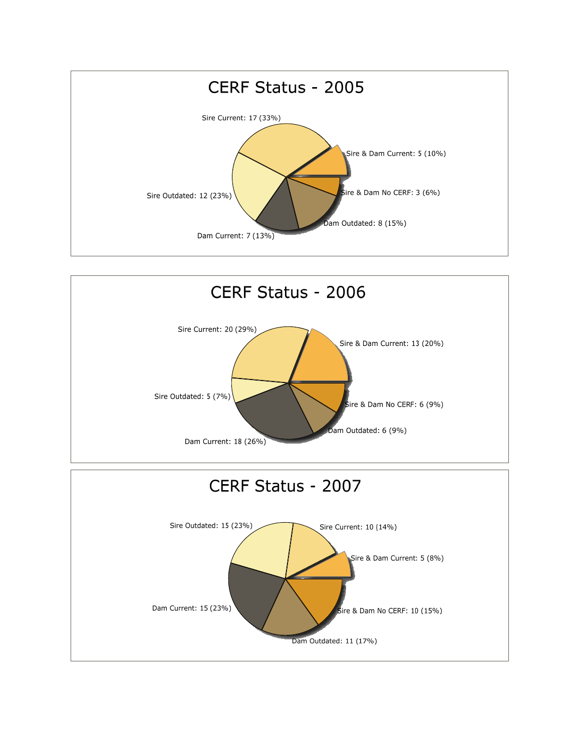## CERF Status - 2005

Sire Current: 17 (33%)

Sire & Dam Current: 5 (10%)

Sire & Dam No CERF: 3 (6%)

Dam Outdated: 8 (15%)

Dam Current: 7 (13%)

Sire Outdated: 12 (23%)

## CERF Status - 2006

Sire Current: 20 (29%)

Sire & Dam Current: 13 (20%)

Sire & Dam No CERF: 6 (9%)

Dam Outdated: 6 (9%)

Dam Current: 18 (26%)

Sire Outdated: 5 (7%)

## CERF Status - 2007

Sire Outdated: 15 (23%)

Sire Current: 10 (14%)

Sire & Dam Current: 5 (8%)

Sire & Dam No CERF: 10 (15%)

Dam Outdated: 11 (17%)

Dam Current: 15 (23%)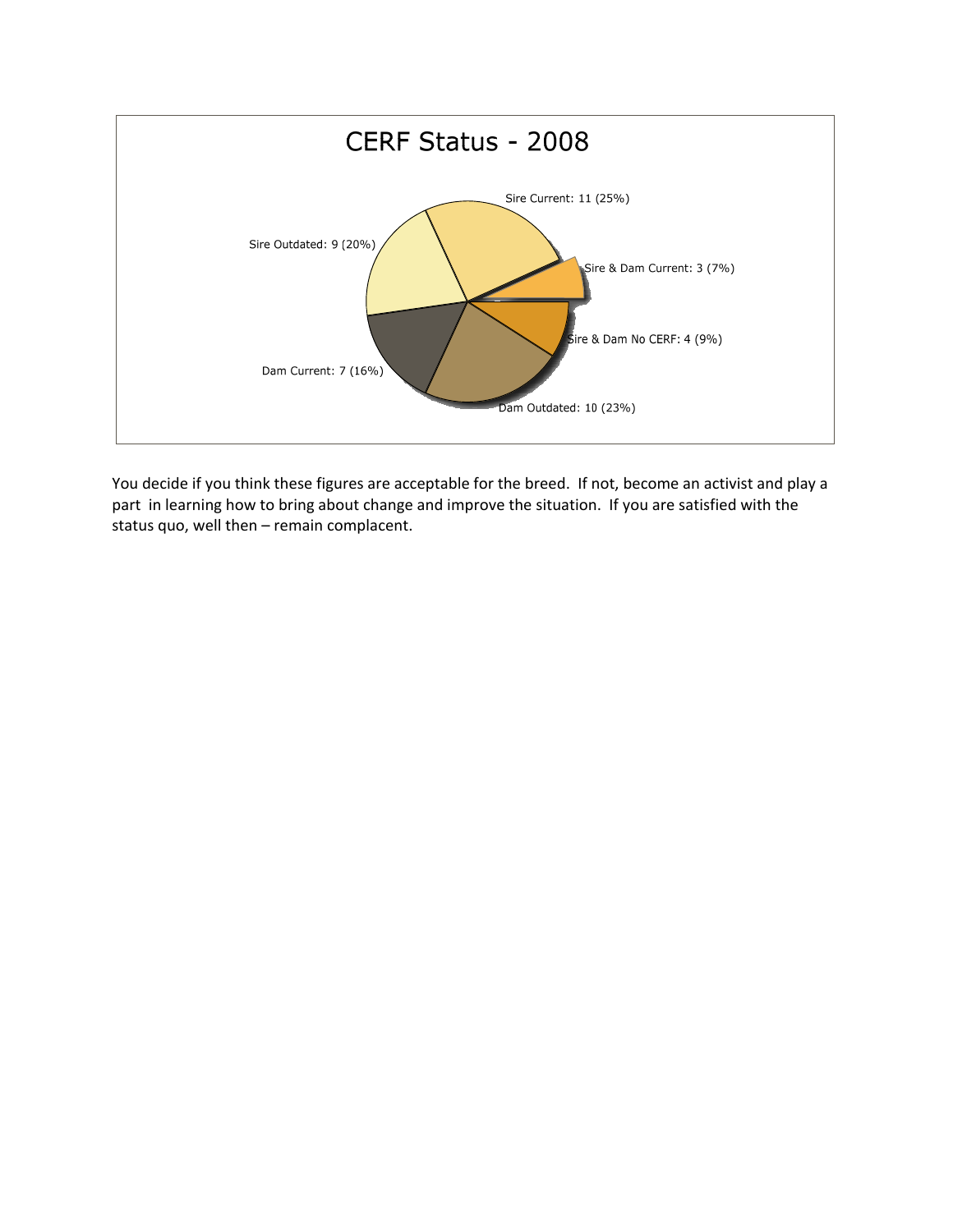CERF Status - 2008

Sire Current: 11 (25%)

Sire & Dam Current: 3 (7%)

Sire & Dam No CERF: 4 (9%)

Dam Outdated: 10 (23%)

Dam Current: 7 (16%)

Sire Outdated: 9 (20%)

You decide if you think these figures are acceptable for the breed. If not, become an activist and play a part in learning how to bring about change and improve the situation. If you are satisfied with the status quo, well then – remain complacent.